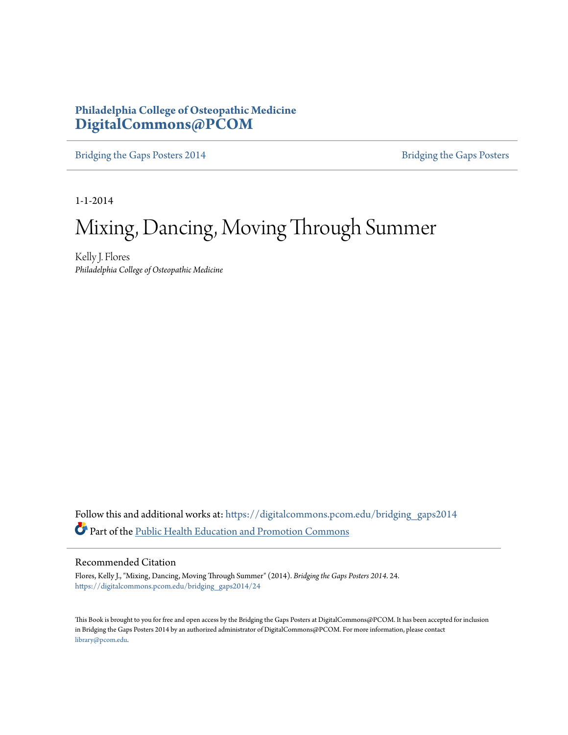Philadelphia College of Osteopathic Medicine
**DigitalCommons@PCOM**

Bridging the Gaps Posters 2014 | Bridging the Gaps Posters

1-1-2014

# Mixing, Dancing, Moving Through Summer

Kelly J. Flores
*Philadelphia College of Osteopathic Medicine*

Follow this and additional works at: https://digitalcommons.pcom.edu/bridging_gaps2014

Part of the Public Health Education and Promotion Commons

## Recommended Citation

Flores, Kelly J., "Mixing, Dancing, Moving Through Summer" (2014). *Bridging the Gaps Posters 2014*. 24.
https://digitalcommons.pcom.edu/bridging_gaps2014/24

This Book is brought to you for free and open access by the Bridging the Gaps Posters at DigitalCommons@PCOM. It has been accepted for inclusion in Bridging the Gaps Posters 2014 by an authorized administrator of DigitalCommons@PCOM. For more information, please contact library@pcom.edu.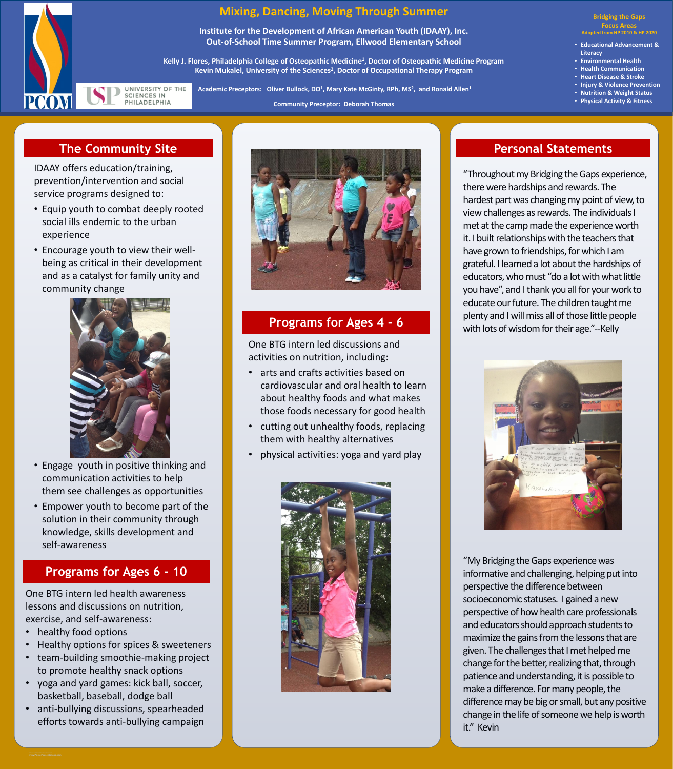# Mixing, Dancing, Moving Through Summer

**Institute for the Development of African American Youth (IDAAY), Inc.**
**Out-of-School Time Summer Program, Ellwood Elementary School**

Kelly J. Flores, Philadelphia College of Osteopathic Medicine[1], Doctor of Osteopathic Medicine Program
Kevin Mukalel, University of the Sciences[2], Doctor of Occupational Therapy Program

Academic Preceptors: Oliver Bullock, DO[1], Mary Kate McGinty, RPh, MS[2], and Ronald Allen[1]

Community Preceptor: Deborah Thomas

**Bridging the Gaps Focus Areas**
Adopted from HP 2010 & HP 2020

- Educational Advancement & Literacy
- Environmental Health
- Health Communication
- Heart Disease & Stroke
- Injury & Violence Prevention
- Nutrition & Weight Status
- Physical Activity & Fitness

## The Community Site

IDAAY offers education/training, prevention/intervention and social service programs designed to:

- Equip youth to combat deeply rooted social ills endemic to the urban experience
- Encourage youth to view their well-being as critical in their development and as a catalyst for family unity and community change
- Engage youth in positive thinking and communication activities to help them see challenges as opportunities
- Empower youth to become part of the solution in their community through knowledge, skills development and self-awareness

## Programs for Ages 6 - 10

One BTG intern led health awareness lessons and discussions on nutrition, exercise, and self-awareness:

- healthy food options
- Healthy options for spices & sweeteners
- team-building smoothie-making project to promote healthy snack options
- yoga and yard games: kick ball, soccer, basketball, baseball, dodge ball
- anti-bullying discussions, spearheaded efforts towards anti-bullying campaign

## Programs for Ages 4 - 6

One BTG intern led discussions and activities on nutrition, including:

- arts and crafts activities based on cardiovascular and oral health to learn about healthy foods and what makes those foods necessary for good health
- cutting out unhealthy foods, replacing them with healthy alternatives
- physical activities: yoga and yard play

## Personal Statements

"Throughout my Bridging the Gaps experience, there were hardships and rewards. The hardest part was changing my point of view, to view challenges as rewards. The individuals I met at the camp made the experience worth it. I built relationships with the teachers that have grown to friendships, for which I am grateful. I learned a lot about the hardships of educators, who must "do a lot with what little you have", and I thank you all for your work to educate our future. The children taught me plenty and I will miss all of those little people with lots of wisdom for their age."--Kelly

"My Bridging the Gaps experience was informative and challenging, helping put into perspective the difference between socioeconomic statuses. I gained a new perspective of how health care professionals and educators should approach students to maximize the gains from the lessons that are given. The challenges that I met helped me change for the better, realizing that, through patience and understanding, it is possible to make a difference. For many people, the difference may be big or small, but any positive change in the life of someone we help is worth it." Kevin